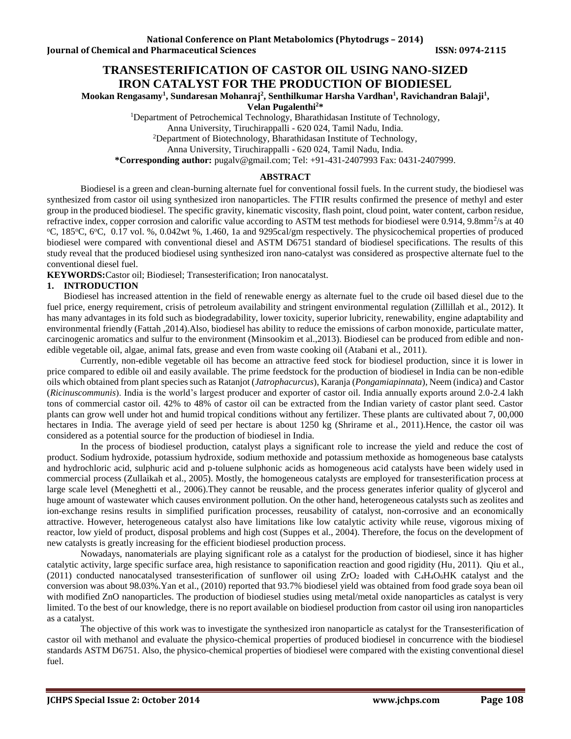# TRANSESTERIFICATION OF CASTOR OIL USING NANO-SIZED IRON CATALYST FOR THE PRODUCTION OF BIODIESEL

**Mookan Rengasamy[1], Sundaresan Mohanraj[2], Senthilkumar Harsha Vardhan[1], Ravichandran Balaji[1], Velan Pugalenthi[2]\***

[1]Department of Petrochemical Technology, Bharathidasan Institute of Technology, Anna University, Tiruchirappalli - 620 024, Tamil Nadu, India.

[2]Department of Biotechnology, Bharathidasan Institute of Technology, Anna University, Tiruchirappalli - 620 024, Tamil Nadu, India.

**\*Corresponding author:** pugalv@gmail.com; Tel: +91-431-2407993 Fax: 0431-2407999.

## ABSTRACT

Biodiesel is a green and clean-burning alternate fuel for conventional fossil fuels. In the current study, the biodiesel was synthesized from castor oil using synthesized iron nanoparticles. The FTIR results confirmed the presence of methyl and ester group in the produced biodiesel. The specific gravity, kinematic viscosity, flash point, cloud point, water content, carbon residue, refractive index, copper corrosion and calorific value according to ASTM test methods for biodiesel were 0.914, 9.8mm$^2$/s at 40 $^o$C, 185$^o$C, 6$^o$C, 0.17 vol. %, 0.042wt %, 1.460, 1a and 9295cal/gm respectively. The physicochemical properties of produced biodiesel were compared with conventional diesel and ASTM D6751 standard of biodiesel specifications. The results of this study reveal that the produced biodiesel using synthesized iron nano-catalyst was considered as prospective alternate fuel to the conventional diesel fuel.

**KEYWORDS:**Castor oil; Biodiesel; Transesterification; Iron nanocatalyst.

## 1. INTRODUCTION

Biodiesel has increased attention in the field of renewable energy as alternate fuel to the crude oil based diesel due to the fuel price, energy requirement, crisis of petroleum availability and stringent environmental regulation (Zillillah et al., 2012). It has many advantages in its fold such as biodegradability, lower toxicity, superior lubricity, renewability, engine adaptability and environmental friendly (Fattah ,2014).Also, biodiesel has ability to reduce the emissions of carbon monoxide, particulate matter, carcinogenic aromatics and sulfur to the environment (Minsookim et al.,2013). Biodiesel can be produced from edible and non-edible vegetable oil, algae, animal fats, grease and even from waste cooking oil (Atabani et al., 2011).

Currently, non-edible vegetable oil has become an attractive feed stock for biodiesel production, since it is lower in price compared to edible oil and easily available. The prime feedstock for the production of biodiesel in India can be non-edible oils which obtained from plant species such as Ratanjot (*Jatrophacurcus*), Karanja (*Pongamiapinnata*), Neem (indica) and Castor (*Ricinuscommunis*). India is the world's largest producer and exporter of castor oil. India annually exports around 2.0-2.4 lakh tons of commercial castor oil. 42% to 48% of castor oil can be extracted from the Indian variety of castor plant seed. Castor plants can grow well under hot and humid tropical conditions without any fertilizer. These plants are cultivated about 7, 00,000 hectares in India. The average yield of seed per hectare is about 1250 kg (Shrirame et al., 2011).Hence, the castor oil was considered as a potential source for the production of biodiesel in India.

In the process of biodiesel production, catalyst plays a significant role to increase the yield and reduce the cost of product. Sodium hydroxide, potassium hydroxide, sodium methoxide and potassium methoxide as homogeneous base catalysts and hydrochloric acid, sulphuric acid and p-toluene sulphonic acids as homogeneous acid catalysts have been widely used in commercial process (Zullaikah et al., 2005). Mostly, the homogeneous catalysts are employed for transesterification process at large scale level (Meneghetti et al., 2006).They cannot be reusable, and the process generates inferior quality of glycerol and huge amount of wastewater which causes environment pollution. On the other hand, heterogeneous catalysts such as zeolites and ion-exchange resins results in simplified purification processes, reusability of catalyst, non-corrosive and an economically attractive. However, heterogeneous catalyst also have limitations like low catalytic activity while reuse, vigorous mixing of reactor, low yield of product, disposal problems and high cost (Suppes et al., 2004). Therefore, the focus on the development of new catalysts is greatly increasing for the efficient biodiesel production process.

Nowadays, nanomaterials are playing significant role as a catalyst for the production of biodiesel, since it has higher catalytic activity, large specific surface area, high resistance to saponification reaction and good rigidity (Hu, 2011). Qiu et al., (2011) conducted nanocatalysed transesterification of sunflower oil using $ZrO_2$ loaded with $C_4H_4O_6HK$ catalyst and the conversion was about 98.03%.Yan et al., (2010) reported that 93.7% biodiesel yield was obtained from food grade soya bean oil with modified ZnO nanoparticles. The production of biodiesel studies using metal/metal oxide nanoparticles as catalyst is very limited. To the best of our knowledge, there is no report available on biodiesel production from castor oil using iron nanoparticles as a catalyst.

The objective of this work was to investigate the synthesized iron nanoparticle as catalyst for the Transesterification of castor oil with methanol and evaluate the physico-chemical properties of produced biodiesel in concurrence with the biodiesel standards ASTM D6751. Also, the physico-chemical properties of biodiesel were compared with the existing conventional diesel fuel.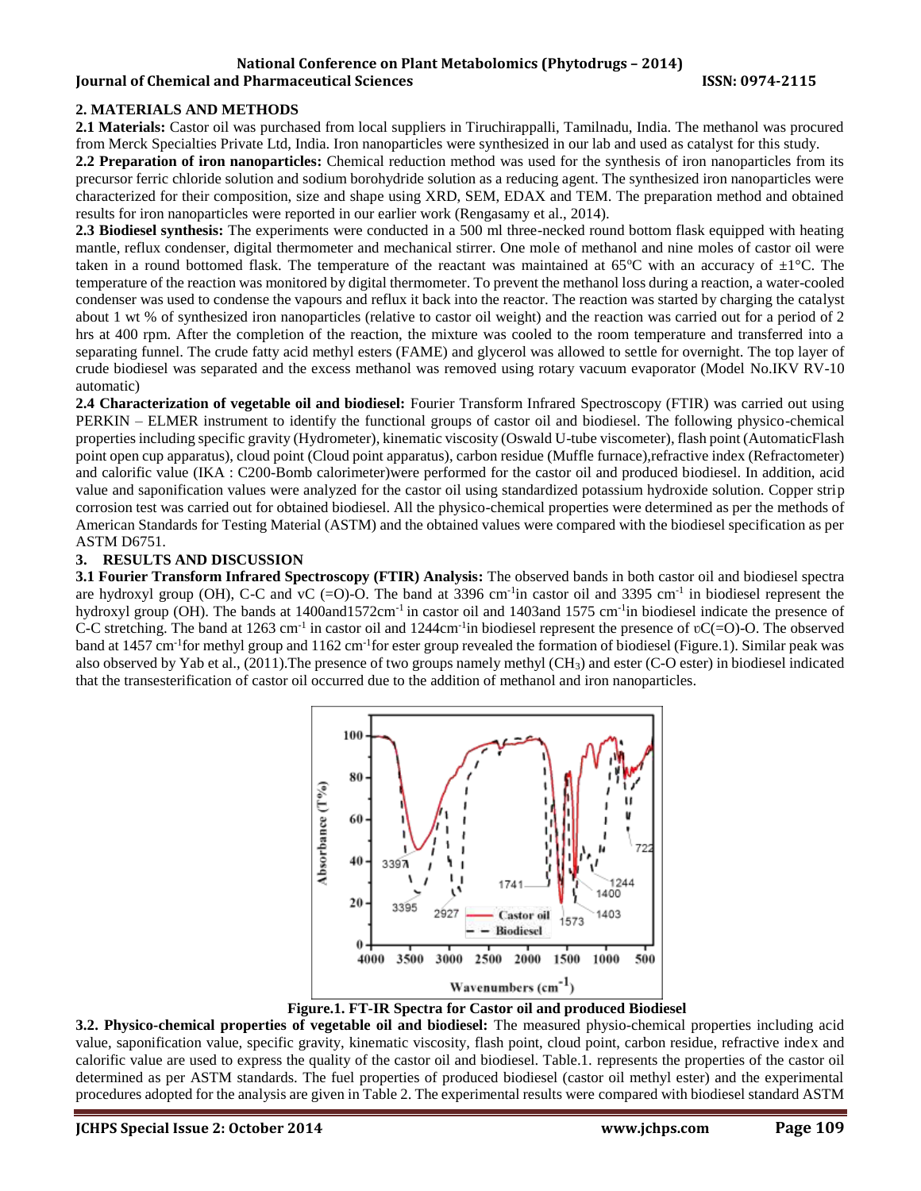## 2. MATERIALS AND METHODS

**2.1 Materials:** Castor oil was purchased from local suppliers in Tiruchirappalli, Tamilnadu, India. The methanol was procured from Merck Specialties Private Ltd, India. Iron nanoparticles were synthesized in our lab and used as catalyst for this study.

**2.2 Preparation of iron nanoparticles:** Chemical reduction method was used for the synthesis of iron nanoparticles from its precursor ferric chloride solution and sodium borohydride solution as a reducing agent. The synthesized iron nanoparticles were characterized for their composition, size and shape using XRD, SEM, EDAX and TEM. The preparation method and obtained results for iron nanoparticles were reported in our earlier work (Rengasamy et al., 2014).

**2.3 Biodiesel synthesis:** The experiments were conducted in a 500 ml three-necked round bottom flask equipped with heating mantle, reflux condenser, digital thermometer and mechanical stirrer. One mole of methanol and nine moles of castor oil were taken in a round bottomed flask. The temperature of the reactant was maintained at 65°C with an accuracy of ±1°C. The temperature of the reaction was monitored by digital thermometer. To prevent the methanol loss during a reaction, a water-cooled condenser was used to condense the vapours and reflux it back into the reactor. The reaction was started by charging the catalyst about 1 wt % of synthesized iron nanoparticles (relative to castor oil weight) and the reaction was carried out for a period of 2 hrs at 400 rpm. After the completion of the reaction, the mixture was cooled to the room temperature and transferred into a separating funnel. The crude fatty acid methyl esters (FAME) and glycerol was allowed to settle for overnight. The top layer of crude biodiesel was separated and the excess methanol was removed using rotary vacuum evaporator (Model No.IKV RV-10 automatic)

**2.4 Characterization of vegetable oil and biodiesel:** Fourier Transform Infrared Spectroscopy (FTIR) was carried out using PERKIN – ELMER instrument to identify the functional groups of castor oil and biodiesel. The following physico-chemical properties including specific gravity (Hydrometer), kinematic viscosity (Oswald U-tube viscometer), flash point (AutomaticFlash point open cup apparatus), cloud point (Cloud point apparatus), carbon residue (Muffle furnace),refractive index (Refractometer) and calorific value (IKA : C200-Bomb calorimeter)were performed for the castor oil and produced biodiesel. In addition, acid value and saponification values were analyzed for the castor oil using standardized potassium hydroxide solution. Copper strip corrosion test was carried out for obtained biodiesel. All the physico-chemical properties were determined as per the methods of American Standards for Testing Material (ASTM) and the obtained values were compared with the biodiesel specification as per ASTM D6751.

## 3. RESULTS AND DISCUSSION

**3.1 Fourier Transform Infrared Spectroscopy (FTIR) Analysis:** The observed bands in both castor oil and biodiesel spectra are hydroxyl group (OH), C-C and vC (=O)-O. The band at 3396 $cm^{-1}$in castor oil and 3395 $cm^{-1}$ in biodiesel represent the hydroxyl group (OH). The bands at 1400and1572$cm^{-1}$ in castor oil and 1403and 1575 $cm^{-1}$in biodiesel indicate the presence of C-C stretching. The band at 1263 $cm^{-1}$ in castor oil and 1244$cm^{-1}$in biodiesel represent the presence of ʋC(=O)-O. The observed band at 1457 $cm^{-1}$for methyl group and 1162 $cm^{-1}$for ester group revealed the formation of biodiesel (Figure.1). Similar peak was also observed by Yab et al., (2011).The presence of two groups namely methyl ($CH_3$) and ester (C-O ester) in biodiesel indicated that the transesterification of castor oil occurred due to the addition of methanol and iron nanoparticles.

**Figure.1. FT-IR Spectra for Castor oil and produced Biodiesel**

**3.2. Physico-chemical properties of vegetable oil and biodiesel:** The measured physio-chemical properties including acid value, saponification value, specific gravity, kinematic viscosity, flash point, cloud point, carbon residue, refractive index and calorific value are used to express the quality of the castor oil and biodiesel. Table.1. represents the properties of the castor oil determined as per ASTM standards. The fuel properties of produced biodiesel (castor oil methyl ester) and the experimental procedures adopted for the analysis are given in Table 2. The experimental results were compared with biodiesel standard ASTM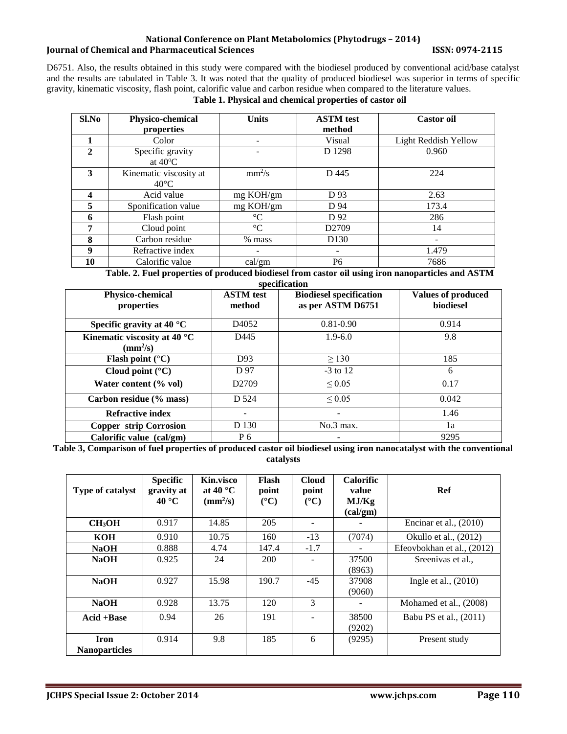D6751. Also, the results obtained in this study were compared with the biodiesel produced by conventional acid/base catalyst and the results are tabulated in Table 3. It was noted that the quality of produced biodiesel was superior in terms of specific gravity, kinematic viscosity, flash point, calorific value and carbon residue when compared to the literature values.

**Table 1. Physical and chemical properties of castor oil**

| Sl.No | Physico-chemical properties | Units | ASTM test method | Castor oil |
|---|---|---|---|---|
| 1 | Color | - | Visual | Light Reddish Yellow |
| 2 | Specific gravity at 40°C | - | D 1298 | 0.960 |
| 3 | Kinematic viscosity at 40°C | $mm^2/s$ | D 445 | 224 |
| 4 | Acid value | mg KOH/gm | D 93 | 2.63 |
| 5 | Sponification value | mg KOH/gm | D 94 | 173.4 |
| 6 | Flash point | °C | D 92 | 286 |
| 7 | Cloud point | °C | D2709 | 14 |
| 8 | Carbon residue | % mass | D130 | - |
| 9 | Refractive index | - | - | 1.479 |
| 10 | Calorific value | cal/gm | P6 | 7686 |

**Table. 2. Fuel properties of produced biodiesel from castor oil using iron nanoparticles and ASTM specification**

| Physico-chemical properties | ASTM test method | Biodiesel specification as per ASTM D6751 | Values of produced biodiesel |
|---|---|---|---|
| **Specific gravity at 40 °C** | D4052 | 0.81-0.90 | 0.914 |
| **Kinematic viscosity at 40 °C ($mm^2/s$)** | D445 | 1.9-6.0 | 9.8 |
| **Flash point (°C)** | D93 | ≥ 130 | 185 |
| **Cloud point (°C)** | D 97 | -3 to 12 | 6 |
| **Water content (% vol)** | D2709 | ≤ 0.05 | 0.17 |
| **Carbon residue (% mass)** | D 524 | ≤ 0.05 | 0.042 |
| **Refractive index** | - | - | 1.46 |
| **Copper strip Corrosion** | D 130 | No.3 max. | 1a |
| **Calorific value (cal/gm)** | P 6 | - | 9295 |

**Table 3, Comparison of fuel properties of produced castor oil biodiesel using iron nanocatalyst with the conventional catalysts**

| Type of catalyst | Specific gravity at 40 °C | Kin.visco at 40 °C ($mm^2/s$) | Flash point (°C) | Cloud point (°C) | Calorific value MJ/Kg (cal/gm) | Ref |
|---|---|---|---|---|---|---|
| **$CH_3OH$** | 0.917 | 14.85 | 205 | - | - | Encinar et al., (2010) |
| **KOH** | 0.910 | 10.75 | 160 | -13 | (7074) | Okullo et al., (2012) |
| **NaOH** | 0.888 | 4.74 | 147.4 | -1.7 | - | Efeovbokhan et al., (2012) |
| **NaOH** | 0.925 | 24 | 200 | - | 37500 (8963) | Sreenivas et al., |
| **NaOH** | 0.927 | 15.98 | 190.7 | -45 | 37908 (9060) | Ingle et al., (2010) |
| **NaOH** | 0.928 | 13.75 | 120 | 3 | - | Mohamed et al., (2008) |
| **Acid +Base** | 0.94 | 26 | 191 | - | 38500 (9202) | Babu PS et al., (2011) |
| **Iron Nanoparticles** | 0.914 | 9.8 | 185 | 6 | (9295) | Present study |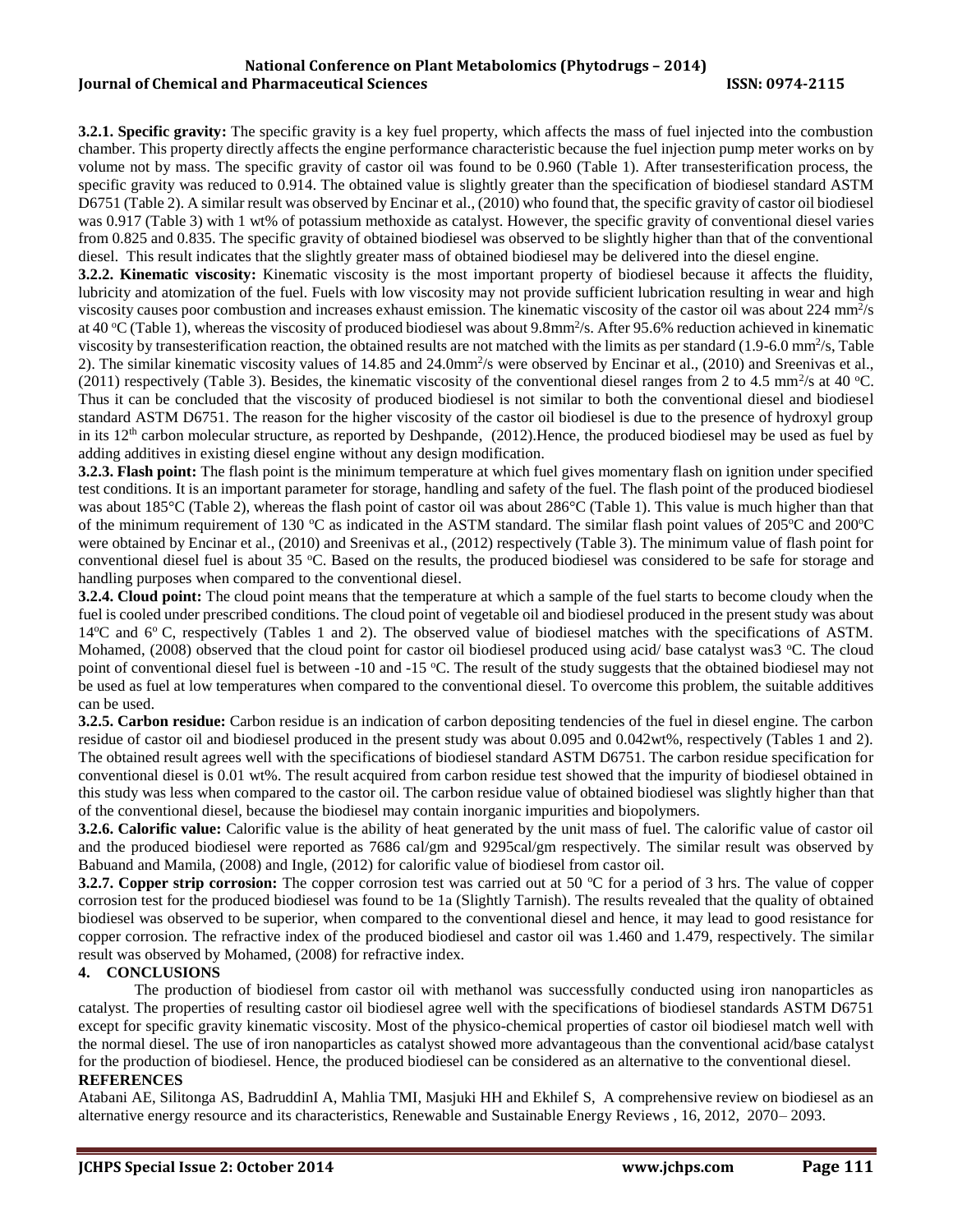**3.2.1. Specific gravity:** The specific gravity is a key fuel property, which affects the mass of fuel injected into the combustion chamber. This property directly affects the engine performance characteristic because the fuel injection pump meter works on by volume not by mass. The specific gravity of castor oil was found to be 0.960 (Table 1). After transesterification process, the specific gravity was reduced to 0.914. The obtained value is slightly greater than the specification of biodiesel standard ASTM D6751 (Table 2). A similar result was observed by Encinar et al., (2010) who found that, the specific gravity of castor oil biodiesel was 0.917 (Table 3) with 1 wt% of potassium methoxide as catalyst. However, the specific gravity of conventional diesel varies from 0.825 and 0.835. The specific gravity of obtained biodiesel was observed to be slightly higher than that of the conventional diesel. This result indicates that the slightly greater mass of obtained biodiesel may be delivered into the diesel engine.

**3.2.2. Kinematic viscosity:** Kinematic viscosity is the most important property of biodiesel because it affects the fluidity, lubricity and atomization of the fuel. Fuels with low viscosity may not provide sufficient lubrication resulting in wear and high viscosity causes poor combustion and increases exhaust emission. The kinematic viscosity of the castor oil was about 224 $mm^2/s$ at 40 °C (Table 1), whereas the viscosity of produced biodiesel was about 9.8$mm^2/s$. After 95.6% reduction achieved in kinematic viscosity by transesterification reaction, the obtained results are not matched with the limits as per standard (1.9-6.0 $mm^2/s$, Table 2). The similar kinematic viscosity values of 14.85 and 24.0$mm^2/s$ were observed by Encinar et al., (2010) and Sreenivas et al., (2011) respectively (Table 3). Besides, the kinematic viscosity of the conventional diesel ranges from 2 to 4.5 $mm^2/s$ at 40 °C. Thus it can be concluded that the viscosity of produced biodiesel is not similar to both the conventional diesel and biodiesel standard ASTM D6751. The reason for the higher viscosity of the castor oil biodiesel is due to the presence of hydroxyl group in its 12$^{th}$ carbon molecular structure, as reported by Deshpande, (2012).Hence, the produced biodiesel may be used as fuel by adding additives in existing diesel engine without any design modification.

**3.2.3. Flash point:** The flash point is the minimum temperature at which fuel gives momentary flash on ignition under specified test conditions. It is an important parameter for storage, handling and safety of the fuel. The flash point of the produced biodiesel was about 185°C (Table 2), whereas the flash point of castor oil was about 286°C (Table 1). This value is much higher than that of the minimum requirement of 130 °C as indicated in the ASTM standard. The similar flash point values of 205°C and 200°C were obtained by Encinar et al., (2010) and Sreenivas et al., (2012) respectively (Table 3). The minimum value of flash point for conventional diesel fuel is about 35 °C. Based on the results, the produced biodiesel was considered to be safe for storage and handling purposes when compared to the conventional diesel.

**3.2.4. Cloud point:** The cloud point means that the temperature at which a sample of the fuel starts to become cloudy when the fuel is cooled under prescribed conditions. The cloud point of vegetable oil and biodiesel produced in the present study was about 14°C and 6° C, respectively (Tables 1 and 2). The observed value of biodiesel matches with the specifications of ASTM. Mohamed, (2008) observed that the cloud point for castor oil biodiesel produced using acid/ base catalyst was3 °C. The cloud point of conventional diesel fuel is between -10 and -15 °C. The result of the study suggests that the obtained biodiesel may not be used as fuel at low temperatures when compared to the conventional diesel. To overcome this problem, the suitable additives can be used.

**3.2.5. Carbon residue:** Carbon residue is an indication of carbon depositing tendencies of the fuel in diesel engine. The carbon residue of castor oil and biodiesel produced in the present study was about 0.095 and 0.042wt%, respectively (Tables 1 and 2). The obtained result agrees well with the specifications of biodiesel standard ASTM D6751. The carbon residue specification for conventional diesel is 0.01 wt%. The result acquired from carbon residue test showed that the impurity of biodiesel obtained in this study was less when compared to the castor oil. The carbon residue value of obtained biodiesel was slightly higher than that of the conventional diesel, because the biodiesel may contain inorganic impurities and biopolymers.

**3.2.6. Calorific value:** Calorific value is the ability of heat generated by the unit mass of fuel. The calorific value of castor oil and the produced biodiesel were reported as 7686 cal/gm and 9295cal/gm respectively. The similar result was observed by Babuand and Mamila, (2008) and Ingle, (2012) for calorific value of biodiesel from castor oil.

**3.2.7. Copper strip corrosion:** The copper corrosion test was carried out at 50 °C for a period of 3 hrs. The value of copper corrosion test for the produced biodiesel was found to be 1a (Slightly Tarnish). The results revealed that the quality of obtained biodiesel was observed to be superior, when compared to the conventional diesel and hence, it may lead to good resistance for copper corrosion. The refractive index of the produced biodiesel and castor oil was 1.460 and 1.479, respectively. The similar result was observed by Mohamed, (2008) for refractive index.

## 4. CONCLUSIONS

The production of biodiesel from castor oil with methanol was successfully conducted using iron nanoparticles as catalyst. The properties of resulting castor oil biodiesel agree well with the specifications of biodiesel standards ASTM D6751 except for specific gravity kinematic viscosity. Most of the physico-chemical properties of castor oil biodiesel match well with the normal diesel. The use of iron nanoparticles as catalyst showed more advantageous than the conventional acid/base catalyst for the production of biodiesel. Hence, the produced biodiesel can be considered as an alternative to the conventional diesel.

## REFERENCES

Atabani AE, Silitonga AS, BadruddinI A, Mahlia TMI, Masjuki HH and Ekhilef S, A comprehensive review on biodiesel as an alternative energy resource and its characteristics, Renewable and Sustainable Energy Reviews , 16, 2012, 2070– 2093.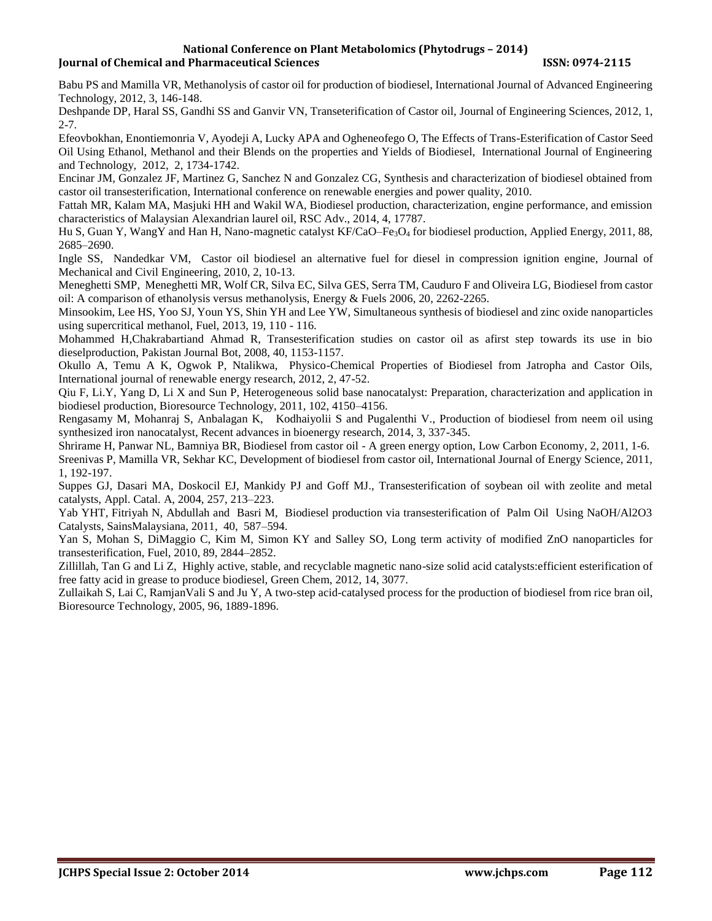Babu PS and Mamilla VR, Methanolysis of castor oil for production of biodiesel, International Journal of Advanced Engineering Technology, 2012, 3, 146-148.

Deshpande DP, Haral SS, Gandhi SS and Ganvir VN, Transeterification of Castor oil, Journal of Engineering Sciences, 2012, 1, 2-7.

Efeovbokhan, Enontiemonria V, Ayodeji A, Lucky APA and Ogheneofego O, The Effects of Trans-Esterification of Castor Seed Oil Using Ethanol, Methanol and their Blends on the properties and Yields of Biodiesel, International Journal of Engineering and Technology, 2012, 2, 1734-1742.

Encinar JM, Gonzalez JF, Martinez G, Sanchez N and Gonzalez CG, Synthesis and characterization of biodiesel obtained from castor oil transesterification, International conference on renewable energies and power quality, 2010.

Fattah MR, Kalam MA, Masjuki HH and Wakil WA, Biodiesel production, characterization, engine performance, and emission characteristics of Malaysian Alexandrian laurel oil, RSC Adv., 2014, 4, 17787.

Hu S, Guan Y, WangY and Han H, Nano-magnetic catalyst KF/CaO–$Fe_3O_4$ for biodiesel production, Applied Energy, 2011, 88, 2685–2690.

Ingle SS, Nandedkar VM, Castor oil biodiesel an alternative fuel for diesel in compression ignition engine, Journal of Mechanical and Civil Engineering, 2010, 2, 10-13.

Meneghetti SMP, Meneghetti MR, Wolf CR, Silva EC, Silva GES, Serra TM, Cauduro F and Oliveira LG, Biodiesel from castor oil: A comparison of ethanolysis versus methanolysis, Energy & Fuels 2006, 20, 2262-2265.

Minsookim, Lee HS, Yoo SJ, Youn YS, Shin YH and Lee YW, Simultaneous synthesis of biodiesel and zinc oxide nanoparticles using supercritical methanol, Fuel, 2013, 19, 110 - 116.

Mohammed H,Chakrabartiand Ahmad R, Transesterification studies on castor oil as afirst step towards its use in bio dieselproduction, Pakistan Journal Bot, 2008, 40, 1153-1157.

Okullo A, Temu A K, Ogwok P, Ntalikwa, Physico-Chemical Properties of Biodiesel from Jatropha and Castor Oils, International journal of renewable energy research, 2012, 2, 47-52.

Qiu F, Li.Y, Yang D, Li X and Sun P, Heterogeneous solid base nanocatalyst: Preparation, characterization and application in biodiesel production, Bioresource Technology, 2011, 102, 4150–4156.

Rengasamy M, Mohanraj S, Anbalagan K, Kodhaiyolii S and Pugalenthi V., Production of biodiesel from neem oil using synthesized iron nanocatalyst, Recent advances in bioenergy research, 2014, 3, 337-345.

Shrirame H, Panwar NL, Bamniya BR, Biodiesel from castor oil - A green energy option, Low Carbon Economy, 2, 2011, 1-6.

Sreenivas P, Mamilla VR, Sekhar KC, Development of biodiesel from castor oil, International Journal of Energy Science, 2011, 1, 192-197.

Suppes GJ, Dasari MA, Doskocil EJ, Mankidy PJ and Goff MJ., Transesterification of soybean oil with zeolite and metal catalysts, Appl. Catal. A, 2004, 257, 213–223.

Yab YHT, Fitriyah N, Abdullah and Basri M, Biodiesel production via transesterification of Palm Oil Using NaOH/Al2O3 Catalysts, SainsMalaysiana, 2011, 40, 587–594.

Yan S, Mohan S, DiMaggio C, Kim M, Simon KY and Salley SO, Long term activity of modified ZnO nanoparticles for transesterification, Fuel, 2010, 89, 2844–2852.

Zillillah, Tan G and Li Z, Highly active, stable, and recyclable magnetic nano-size solid acid catalysts:efficient esterification of free fatty acid in grease to produce biodiesel, Green Chem, 2012, 14, 3077.

Zullaikah S, Lai C, RamjanVali S and Ju Y, A two-step acid-catalysed process for the production of biodiesel from rice bran oil, Bioresource Technology, 2005, 96, 1889-1896.